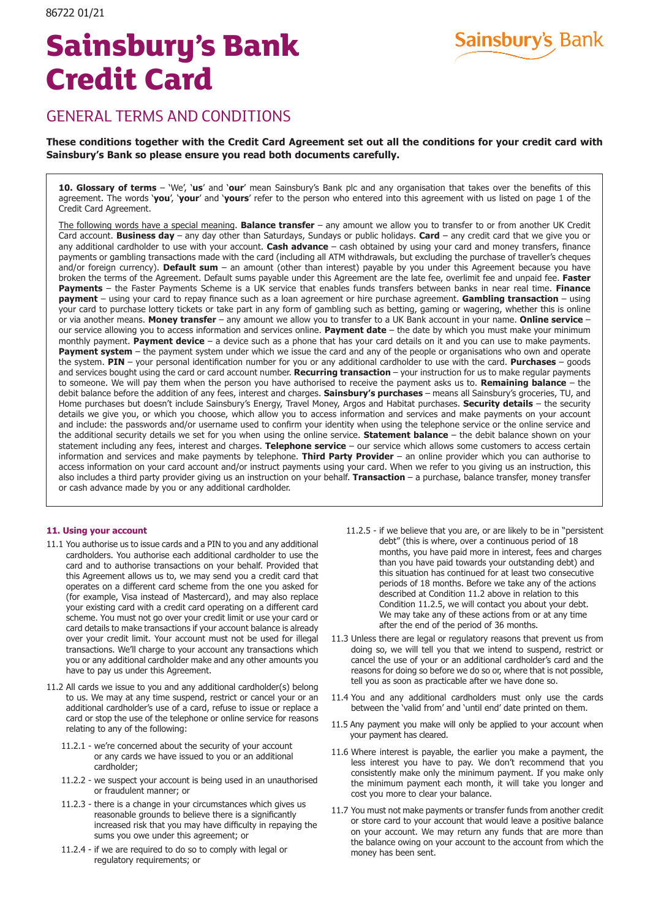86722 01/21

# Sainsbury's Bank Credit Card

## GENERAL TERMS AND CONDITIONS

**These conditions together with the Credit Card Agreement set out all the conditions for your credit card with Sainsbury's Bank so please ensure you read both documents carefully.**

**10. Glossary of terms** – 'We', '**us**' and '**our**' mean Sainsbury's Bank plc and any organisation that takes over the benefits of this agreement. The words '**you**', '**your**' and '**yours**' refer to the person who entered into this agreement with us listed on page 1 of the Credit Card Agreement.

The following words have a special meaning. **Balance transfer** – any amount we allow you to transfer to or from another UK Credit Card account. **Business day** – any day other than Saturdays, Sundays or public holidays. **Card** – any credit card that we give you or any additional cardholder to use with your account. **Cash advance** – cash obtained by using your card and money transfers, finance payments or gambling transactions made with the card (including all ATM withdrawals, but excluding the purchase of traveller's cheques and/or foreign currency). **Default sum** – an amount (other than interest) payable by you under this Agreement because you have broken the terms of the Agreement. Default sums payable under this Agreement are the late fee, overlimit fee and unpaid fee. **Faster Payments** – the Faster Payments Scheme is a UK service that enables funds transfers between banks in near real time. **Finance payment** – using your card to repay finance such as a loan agreement or hire purchase agreement. **Gambling transaction** – using your card to purchase lottery tickets or take part in any form of gambling such as betting, gaming or wagering, whether this is online or via another means. **Money transfer** – any amount we allow you to transfer to a UK Bank account in your name. **Online service** – our service allowing you to access information and services online. **Payment date** – the date by which you must make your minimum monthly payment. **Payment device** – a device such as a phone that has your card details on it and you can use to make payments. **Payment system** – the payment system under which we issue the card and any of the people or organisations who own and operate the system. **PIN** – your personal identification number for you or any additional cardholder to use with the card. **Purchases** – goods and services bought using the card or card account number. **Recurring transaction** – your instruction for us to make regular payments to someone. We will pay them when the person you have authorised to receive the payment asks us to. **Remaining balance** – the debit balance before the addition of any fees, interest and charges. **Sainsbury's purchases** – means all Sainsbury's groceries, TU, and Home purchases but doesn't include Sainsbury's Energy, Travel Money, Argos and Habitat purchases. **Security details** – the security details we give you, or which you choose, which allow you to access information and services and make payments on your account and include: the passwords and/or username used to confirm your identity when using the telephone service or the online service and the additional security details we set for you when using the online service. **Statement balance** – the debit balance shown on your statement including any fees, interest and charges. **Telephone service** – our service which allows some customers to access certain information and services and make payments by telephone. **Third Party Provider** – an online provider which you can authorise to access information on your card account and/or instruct payments using your card. When we refer to you giving us an instruction, this also includes a third party provider giving us an instruction on your behalf. **Transaction** – a purchase, balance transfer, money transfer or cash advance made by you or any additional cardholder.

### 11. Using your account

11.1 You authorise us to issue cards and a PIN to you and any additional cardholders. You authorise each additional cardholder to use the card and to authorise transactions on your behalf. Provided that this Agreement allows us to, we may send you a credit card that operates on a different card scheme from the one you asked for (for example, Visa instead of Mastercard), and may also replace your existing card with a credit card operating on a different card scheme. You must not go over your credit limit or use your card or card details to make transactions if your account balance is already over your credit limit. Your account must not be used for illegal transactions. We'll charge to your account any transactions which you or any additional cardholder make and any other amounts you have to pay us under this Agreement.

11.2 All cards we issue to you and any additional cardholder(s) belong to us. We may at any time suspend, restrict or cancel your or an additional cardholder's use of a card, refuse to issue or replace a card or stop the use of the telephone or online service for reasons relating to any of the following:

- 11.2.1 - we're concerned about the security of your account or any cards we have issued to you or an additional cardholder;
- 11.2.2 - we suspect your account is being used in an unauthorised or fraudulent manner; or
- 11.2.3 - there is a change in your circumstances which gives us reasonable grounds to believe there is a significantly increased risk that you may have difficulty in repaying the sums you owe under this agreement; or
- 11.2.4 - if we are required to do so to comply with legal or regulatory requirements; or
- 11.2.5 - if we believe that you are, or are likely to be in "persistent debt" (this is where, over a continuous period of 18 months, you have paid more in interest, fees and charges than you have paid towards your outstanding debt) and this situation has continued for at least two consecutive periods of 18 months. Before we take any of the actions described at Condition 11.2 above in relation to this Condition 11.2.5, we will contact you about your debt. We may take any of these actions from or at any time after the end of the period of 36 months.

11.3 Unless there are legal or regulatory reasons that prevent us from doing so, we will tell you that we intend to suspend, restrict or cancel the use of your or an additional cardholder's card and the reasons for doing so before we do so or, where that is not possible, tell you as soon as practicable after we have done so.

11.4 You and any additional cardholders must only use the cards between the 'valid from' and 'until end' date printed on them.

11.5 Any payment you make will only be applied to your account when your payment has cleared.

11.6 Where interest is payable, the earlier you make a payment, the less interest you have to pay. We don't recommend that you consistently make only the minimum payment. If you make only the minimum payment each month, it will take you longer and cost you more to clear your balance.

11.7 You must not make payments or transfer funds from another credit or store card to your account that would leave a positive balance on your account. We may return any funds that are more than the balance owing on your account to the account from which the money has been sent.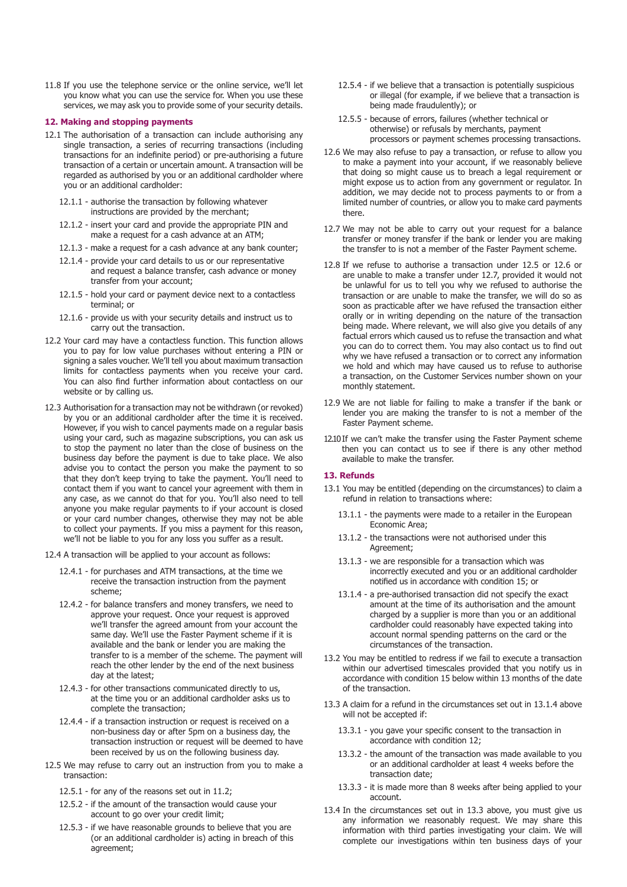11.8 If you use the telephone service or the online service, we'll let you know what you can use the service for. When you use these services, we may ask you to provide some of your security details.

## 12. Making and stopping payments

12.1 The authorisation of a transaction can include authorising any single transaction, a series of recurring transactions (including transactions for an indefinite period) or pre-authorising a future transaction of a certain or uncertain amount. A transaction will be regarded as authorised by you or an additional cardholder where you or an additional cardholder:

- 12.1.1 - authorise the transaction by following whatever instructions are provided by the merchant;
- 12.1.2 - insert your card and provide the appropriate PIN and make a request for a cash advance at an ATM;
- 12.1.3 - make a request for a cash advance at any bank counter;
- 12.1.4 - provide your card details to us or our representative and request a balance transfer, cash advance or money transfer from your account;
- 12.1.5 - hold your card or payment device next to a contactless terminal; or
- 12.1.6 - provide us with your security details and instruct us to carry out the transaction.

12.2 Your card may have a contactless function. This function allows you to pay for low value purchases without entering a PIN or signing a sales voucher. We'll tell you about maximum transaction limits for contactless payments when you receive your card. You can also find further information about contactless on our website or by calling us.

12.3 Authorisation for a transaction may not be withdrawn (or revoked) by you or an additional cardholder after the time it is received. However, if you wish to cancel payments made on a regular basis using your card, such as magazine subscriptions, you can ask us to stop the payment no later than the close of business on the business day before the payment is due to take place. We also advise you to contact the person you make the payment to so that they don't keep trying to take the payment. You'll need to contact them if you want to cancel your agreement with them in any case, as we cannot do that for you. You'll also need to tell anyone you make regular payments to if your account is closed or your card number changes, otherwise they may not be able to collect your payments. If you miss a payment for this reason, we'll not be liable to you for any loss you suffer as a result.

12.4 A transaction will be applied to your account as follows:

- 12.4.1 - for purchases and ATM transactions, at the time we receive the transaction instruction from the payment scheme;
- 12.4.2 - for balance transfers and money transfers, we need to approve your request. Once your request is approved we'll transfer the agreed amount from your account the same day. We'll use the Faster Payment scheme if it is available and the bank or lender you are making the transfer to is a member of the scheme. The payment will reach the other lender by the end of the next business day at the latest;
- 12.4.3 - for other transactions communicated directly to us, at the time you or an additional cardholder asks us to complete the transaction;
- 12.4.4 - if a transaction instruction or request is received on a non-business day or after 5pm on a business day, the transaction instruction or request will be deemed to have been received by us on the following business day.

12.5 We may refuse to carry out an instruction from you to make a transaction:

- 12.5.1 - for any of the reasons set out in 11.2;
- 12.5.2 - if the amount of the transaction would cause your account to go over your credit limit;
- 12.5.3 - if we have reasonable grounds to believe that you are (or an additional cardholder is) acting in breach of this agreement;
- 12.5.4 - if we believe that a transaction is potentially suspicious or illegal (for example, if we believe that a transaction is being made fraudulently); or
- 12.5.5 - because of errors, failures (whether technical or otherwise) or refusals by merchants, payment processors or payment schemes processing transactions.

12.6 We may also refuse to pay a transaction, or refuse to allow you to make a payment into your account, if we reasonably believe that doing so might cause us to breach a legal requirement or might expose us to action from any government or regulator. In addition, we may decide not to process payments to or from a limited number of countries, or allow you to make card payments there.

12.7 We may not be able to carry out your request for a balance transfer or money transfer if the bank or lender you are making the transfer to is not a member of the Faster Payment scheme.

12.8 If we refuse to authorise a transaction under 12.5 or 12.6 or are unable to make a transfer under 12.7, provided it would not be unlawful for us to tell you why we refused to authorise the transaction or are unable to make the transfer, we will do so as soon as practicable after we have refused the transaction either orally or in writing depending on the nature of the transaction being made. Where relevant, we will also give you details of any factual errors which caused us to refuse the transaction and what you can do to correct them. You may also contact us to find out why we have refused a transaction or to correct any information we hold and which may have caused us to refuse to authorise a transaction, on the Customer Services number shown on your monthly statement.

12.9 We are not liable for failing to make a transfer if the bank or lender you are making the transfer to is not a member of the Faster Payment scheme.

12.10 If we can't make the transfer using the Faster Payment scheme then you can contact us to see if there is any other method available to make the transfer.

## 13. Refunds

13.1 You may be entitled (depending on the circumstances) to claim a refund in relation to transactions where:

- 13.1.1 - the payments were made to a retailer in the European Economic Area;
- 13.1.2 - the transactions were not authorised under this Agreement;
- 13.1.3 - we are responsible for a transaction which was incorrectly executed and you or an additional cardholder notified us in accordance with condition 15; or
- 13.1.4 - a pre-authorised transaction did not specify the exact amount at the time of its authorisation and the amount charged by a supplier is more than you or an additional cardholder could reasonably have expected taking into account normal spending patterns on the card or the circumstances of the transaction.

13.2 You may be entitled to redress if we fail to execute a transaction within our advertised timescales provided that you notify us in accordance with condition 15 below within 13 months of the date of the transaction.

13.3 A claim for a refund in the circumstances set out in 13.1.4 above will not be accepted if:

- 13.3.1 - you gave your specific consent to the transaction in accordance with condition 12;
- 13.3.2 - the amount of the transaction was made available to you or an additional cardholder at least 4 weeks before the transaction date;
- 13.3.3 - it is made more than 8 weeks after being applied to your account.

13.4 In the circumstances set out in 13.3 above, you must give us any information we reasonably request. We may share this information with third parties investigating your claim. We will complete our investigations within ten business days of your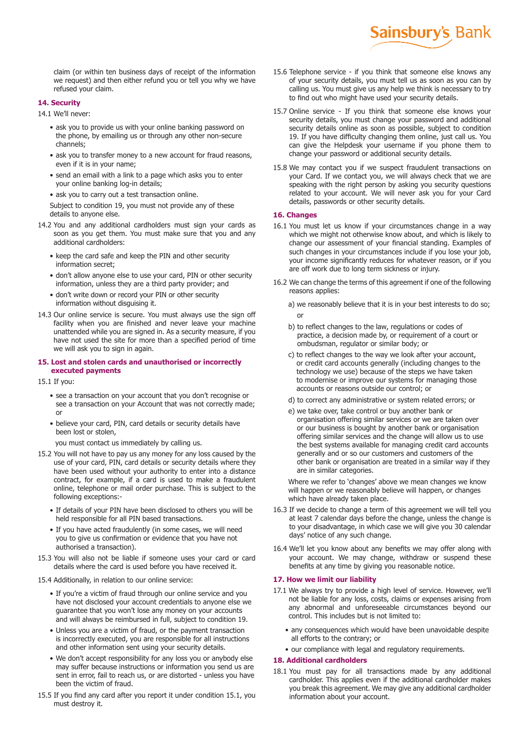claim (or within ten business days of receipt of the information we request) and then either refund you or tell you why we have refused your claim.

## 14. Security

14.1 We'll never:

- ask you to provide us with your online banking password on the phone, by emailing us or through any other non-secure channels;
- ask you to transfer money to a new account for fraud reasons, even if it is in your name;
- send an email with a link to a page which asks you to enter your online banking log-in details;
- ask you to carry out a test transaction online.

Subject to condition 19, you must not provide any of these details to anyone else.

14.2 You and any additional cardholders must sign your cards as soon as you get them. You must make sure that you and any additional cardholders:

- keep the card safe and keep the PIN and other security information secret;
- don't allow anyone else to use your card, PIN or other security information, unless they are a third party provider; and
- don't write down or record your PIN or other security information without disguising it.

14.3 Our online service is secure. You must always use the sign off facility when you are finished and never leave your machine unattended while you are signed in. As a security measure, if you have not used the site for more than a specified period of time we will ask you to sign in again.

## 15. Lost and stolen cards and unauthorised or incorrectly executed payments

15.1 If you:

- see a transaction on your account that you don't recognise or see a transaction on your Account that was not correctly made; or
- believe your card, PIN, card details or security details have been lost or stolen,

you must contact us immediately by calling us.

15.2 You will not have to pay us any money for any loss caused by the use of your card, PIN, card details or security details where they have been used without your authority to enter into a distance contract, for example, if a card is used to make a fraudulent online, telephone or mail order purchase. This is subject to the following exceptions:-

- If details of your PIN have been disclosed to others you will be held responsible for all PIN based transactions.
- If you have acted fraudulently (in some cases, we will need you to give us confirmation or evidence that you have not authorised a transaction).

15.3 You will also not be liable if someone uses your card or card details where the card is used before you have received it.

15.4 Additionally, in relation to our online service:

- If you're a victim of fraud through our online service and you have not disclosed your account credentials to anyone else we guarantee that you won't lose any money on your accounts and will always be reimbursed in full, subject to condition 19.
- Unless you are a victim of fraud, or the payment transaction is incorrectly executed, you are responsible for all instructions and other information sent using your security details.
- We don't accept responsibility for any loss you or anybody else may suffer because instructions or information you send us are sent in error, fail to reach us, or are distorted - unless you have been the victim of fraud.

15.5 If you find any card after you report it under condition 15.1, you must destroy it.

15.6 Telephone service - if you think that someone else knows any of your security details, you must tell us as soon as you can by calling us. You must give us any help we think is necessary to try to find out who might have used your security details.

15.7 Online service - If you think that someone else knows your security details, you must change your password and additional security details online as soon as possible, subject to condition 19. If you have difficulty changing them online, just call us. You can give the Helpdesk your username if you phone them to change your password or additional security details.

15.8 We may contact you if we suspect fraudulent transactions on your Card. If we contact you, we will always check that we are speaking with the right person by asking you security questions related to your account. We will never ask you for your Card details, passwords or other security details.

## 16. Changes

16.1 You must let us know if your circumstances change in a way which we might not otherwise know about, and which is likely to change our assessment of your financial standing. Examples of such changes in your circumstances include if you lose your job, your income significantly reduces for whatever reason, or if you are off work due to long term sickness or injury.

16.2 We can change the terms of this agreement if one of the following reasons applies:

a) we reasonably believe that it is in your best interests to do so; or

b) to reflect changes to the law, regulations or codes of practice, a decision made by, or requirement of a court or ombudsman, regulator or similar body; or

c) to reflect changes to the way we look after your account, or credit card accounts generally (including changes to the technology we use) because of the steps we have taken to modernise or improve our systems for managing those accounts or reasons outside our control; or

d) to correct any administrative or system related errors; or

e) we take over, take control or buy another bank or organisation offering similar services or we are taken over or our business is bought by another bank or organisation offering similar services and the change will allow us to use the best systems available for managing credit card accounts generally and or so our customers and customers of the other bank or organisation are treated in a similar way if they are in similar categories.

Where we refer to 'changes' above we mean changes we know will happen or we reasonably believe will happen, or changes which have already taken place.

16.3 If we decide to change a term of this agreement we will tell you at least 7 calendar days before the change, unless the change is to your disadvantage, in which case we will give you 30 calendar days' notice of any such change.

16.4 We'll let you know about any benefits we may offer along with your account. We may change, withdraw or suspend these benefits at any time by giving you reasonable notice.

## 17. How we limit our liability

17.1 We always try to provide a high level of service. However, we'll not be liable for any loss, costs, claims or expenses arising from any abnormal and unforeseeable circumstances beyond our control. This includes but is not limited to:

- any consequences which would have been unavoidable despite all efforts to the contrary; or
- our compliance with legal and regulatory requirements.

## 18. Additional cardholders

18.1 You must pay for all transactions made by any additional cardholder. This applies even if the additional cardholder makes you break this agreement. We may give any additional cardholder information about your account.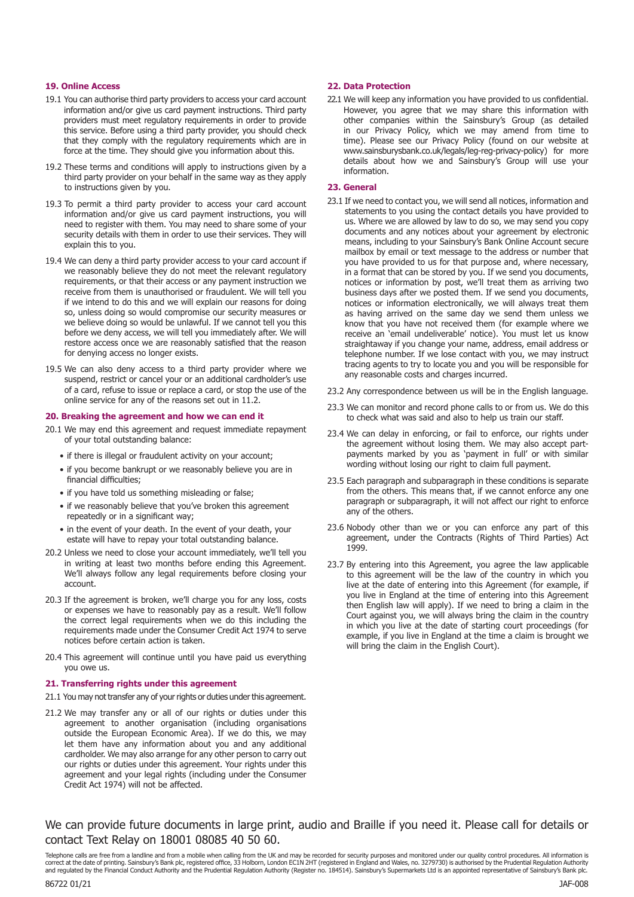## 19. Online Access

19.1 You can authorise third party providers to access your card account information and/or give us card payment instructions. Third party providers must meet regulatory requirements in order to provide this service. Before using a third party provider, you should check that they comply with the regulatory requirements which are in force at the time. They should give you information about this.

19.2 These terms and conditions will apply to instructions given by a third party provider on your behalf in the same way as they apply to instructions given by you.

19.3 To permit a third party provider to access your card account information and/or give us card payment instructions, you will need to register with them. You may need to share some of your security details with them in order to use their services. They will explain this to you.

19.4 We can deny a third party provider access to your card account if we reasonably believe they do not meet the relevant regulatory requirements, or that their access or any payment instruction we receive from them is unauthorised or fraudulent. We will tell you if we intend to do this and we will explain our reasons for doing so, unless doing so would compromise our security measures or we believe doing so would be unlawful. If we cannot tell you this before we deny access, we will tell you immediately after. We will restore access once we are reasonably satisfied that the reason for denying access no longer exists.

19.5 We can also deny access to a third party provider where we suspend, restrict or cancel your or an additional cardholder's use of a card, refuse to issue or replace a card, or stop the use of the online service for any of the reasons set out in 11.2.

## 20. Breaking the agreement and how we can end it

20.1 We may end this agreement and request immediate repayment of your total outstanding balance:

- if there is illegal or fraudulent activity on your account;
- if you become bankrupt or we reasonably believe you are in financial difficulties;
- if you have told us something misleading or false;
- if we reasonably believe that you've broken this agreement repeatedly or in a significant way;
- in the event of your death. In the event of your death, your estate will have to repay your total outstanding balance.

20.2 Unless we need to close your account immediately, we'll tell you in writing at least two months before ending this Agreement. We'll always follow any legal requirements before closing your account.

20.3 If the agreement is broken, we'll charge you for any loss, costs or expenses we have to reasonably pay as a result. We'll follow the correct legal requirements when we do this including the requirements made under the Consumer Credit Act 1974 to serve notices before certain action is taken.

20.4 This agreement will continue until you have paid us everything you owe us.

## 21. Transferring rights under this agreement

21.1 You may not transfer any of your rights or duties under this agreement.

21.2 We may transfer any or all of our rights or duties under this agreement to another organisation (including organisations outside the European Economic Area). If we do this, we may let them have any information about you and any additional cardholder. We may also arrange for any other person to carry out our rights or duties under this agreement. Your rights under this agreement and your legal rights (including under the Consumer Credit Act 1974) will not be affected.

## 22. Data Protection

22.1 We will keep any information you have provided to us confidential. However, you agree that we may share this information with other companies within the Sainsbury's Group (as detailed in our Privacy Policy, which we may amend from time to time). Please see our Privacy Policy (found on our website at www.sainsburysbank.co.uk/legals/leg-reg-privacy-policy) for more details about how we and Sainsbury's Group will use your information.

## 23. General

23.1 If we need to contact you, we will send all notices, information and statements to you using the contact details you have provided to us. Where we are allowed by law to do so, we may send you copy documents and any notices about your agreement by electronic means, including to your Sainsbury's Bank Online Account secure mailbox by email or text message to the address or number that you have provided to us for that purpose and, where necessary, in a format that can be stored by you. If we send you documents, notices or information by post, we'll treat them as arriving two business days after we posted them. If we send you documents, notices or information electronically, we will always treat them as having arrived on the same day we send them unless we know that you have not received them (for example where we receive an 'email undeliverable' notice). You must let us know straightaway if you change your name, address, email address or telephone number. If we lose contact with you, we may instruct tracing agents to try to locate you and you will be responsible for any reasonable costs and charges incurred.

23.2 Any correspondence between us will be in the English language.

23.3 We can monitor and record phone calls to or from us. We do this to check what was said and also to help us train our staff.

23.4 We can delay in enforcing, or fail to enforce, our rights under the agreement without losing them. We may also accept part-payments marked by you as 'payment in full' or with similar wording without losing our right to claim full payment.

23.5 Each paragraph and subparagraph in these conditions is separate from the others. This means that, if we cannot enforce any one paragraph or subparagraph, it will not affect our right to enforce any of the others.

23.6 Nobody other than we or you can enforce any part of this agreement, under the Contracts (Rights of Third Parties) Act 1999.

23.7 By entering into this Agreement, you agree the law applicable to this agreement will be the law of the country in which you live at the date of entering into this Agreement (for example, if you live in England at the time of entering into this Agreement then English law will apply). If we need to bring a claim in the Court against you, we will always bring the claim in the country in which you live at the date of starting court proceedings (for example, if you live in England at the time a claim is brought we will bring the claim in the English Court).

We can provide future documents in large print, audio and Braille if you need it. Please call for details or contact Text Relay on 18001 08085 40 50 60.

Telephone calls are free from a landline and from a mobile when calling from the UK and may be recorded for security purposes and monitored under our quality control procedures. All information is correct at the date of printing. Sainsbury's Bank plc, registered office, 33 Holborn, London EC1N 2HT (registered in England and Wales, no. 3279730) is authorised by the Prudential Regulation Authority and regulated by the Financial Conduct Authority and the Prudential Regulation Authority (Register no. 184514). Sainsbury's Supermarkets Ltd is an appointed representative of Sainsbury's Bank plc.

86722 01/21 JAF-008